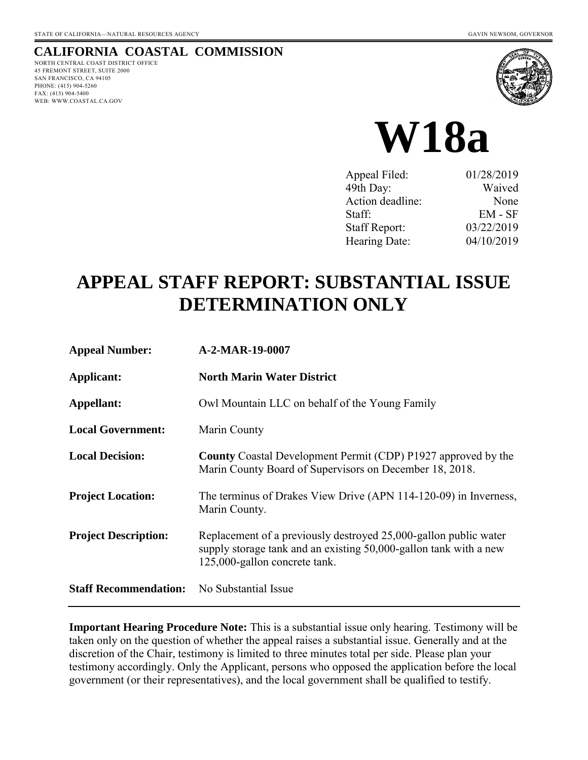STATE OF CALIFORNIA—NATURAL RESOURCES AGENCY GAVIN NEWSOM, GOVERNOR

**CALIFORNIA COASTAL COMMISSION**
NORTH CENTRAL COAST DISTRICT OFFICE
45 FREMONT STREET, SUITE 2000
SAN FRANCISCO, CA 94105
PHONE: (415) 904-5260
FAX: (415) 904-5400
WEB: WWW.COASTAL.CA.GOV

# W18a

| | |
|---|---|
| Appeal Filed: | 01/28/2019 |
| 49th Day: | Waived |
| Action deadline: | None |
| Staff: | EM - SF |
| Staff Report: | 03/22/2019 |
| Hearing Date: | 04/10/2019 |

# APPEAL STAFF REPORT: SUBSTANTIAL ISSUE DETERMINATION ONLY

| | |
|---|---|
| **Appeal Number:** | **A-2-MAR-19-0007** |
| **Applicant:** | **North Marin Water District** |
| **Appellant:** | Owl Mountain LLC on behalf of the Young Family |
| **Local Government:** | Marin County |
| **Local Decision:** | **County** Coastal Development Permit (CDP) P1927 approved by the Marin County Board of Supervisors on December 18, 2018. |
| **Project Location:** | The terminus of Drakes View Drive (APN 114-120-09) in Inverness, Marin County. |
| **Project Description:** | Replacement of a previously destroyed 25,000-gallon public water supply storage tank and an existing 50,000-gallon tank with a new 125,000-gallon concrete tank. |
| **Staff Recommendation:** | No Substantial Issue |

**Important Hearing Procedure Note:** This is a substantial issue only hearing. Testimony will be taken only on the question of whether the appeal raises a substantial issue. Generally and at the discretion of the Chair, testimony is limited to three minutes total per side. Please plan your testimony accordingly. Only the Applicant, persons who opposed the application before the local government (or their representatives), and the local government shall be qualified to testify.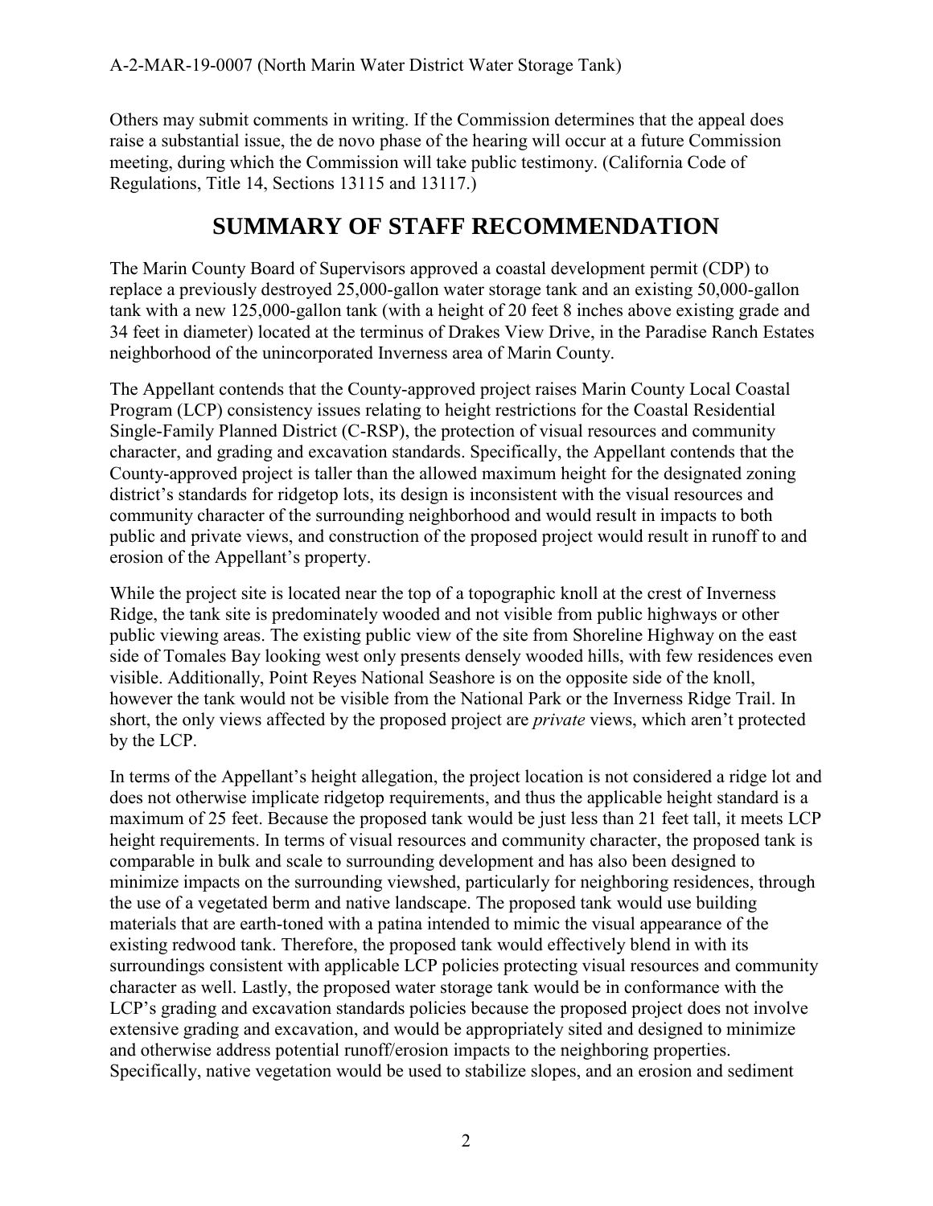Others may submit comments in writing. If the Commission determines that the appeal does raise a substantial issue, the de novo phase of the hearing will occur at a future Commission meeting, during which the Commission will take public testimony. (California Code of Regulations, Title 14, Sections 13115 and 13117.)

# SUMMARY OF STAFF RECOMMENDATION

The Marin County Board of Supervisors approved a coastal development permit (CDP) to replace a previously destroyed 25,000-gallon water storage tank and an existing 50,000-gallon tank with a new 125,000-gallon tank (with a height of 20 feet 8 inches above existing grade and 34 feet in diameter) located at the terminus of Drakes View Drive, in the Paradise Ranch Estates neighborhood of the unincorporated Inverness area of Marin County.

The Appellant contends that the County-approved project raises Marin County Local Coastal Program (LCP) consistency issues relating to height restrictions for the Coastal Residential Single-Family Planned District (C-RSP), the protection of visual resources and community character, and grading and excavation standards. Specifically, the Appellant contends that the County-approved project is taller than the allowed maximum height for the designated zoning district's standards for ridgetop lots, its design is inconsistent with the visual resources and community character of the surrounding neighborhood and would result in impacts to both public and private views, and construction of the proposed project would result in runoff to and erosion of the Appellant's property.

While the project site is located near the top of a topographic knoll at the crest of Inverness Ridge, the tank site is predominately wooded and not visible from public highways or other public viewing areas. The existing public view of the site from Shoreline Highway on the east side of Tomales Bay looking west only presents densely wooded hills, with few residences even visible. Additionally, Point Reyes National Seashore is on the opposite side of the knoll, however the tank would not be visible from the National Park or the Inverness Ridge Trail. In short, the only views affected by the proposed project are *private* views, which aren't protected by the LCP.

In terms of the Appellant's height allegation, the project location is not considered a ridge lot and does not otherwise implicate ridgetop requirements, and thus the applicable height standard is a maximum of 25 feet. Because the proposed tank would be just less than 21 feet tall, it meets LCP height requirements. In terms of visual resources and community character, the proposed tank is comparable in bulk and scale to surrounding development and has also been designed to minimize impacts on the surrounding viewshed, particularly for neighboring residences, through the use of a vegetated berm and native landscape. The proposed tank would use building materials that are earth-toned with a patina intended to mimic the visual appearance of the existing redwood tank. Therefore, the proposed tank would effectively blend in with its surroundings consistent with applicable LCP policies protecting visual resources and community character as well. Lastly, the proposed water storage tank would be in conformance with the LCP's grading and excavation standards policies because the proposed project does not involve extensive grading and excavation, and would be appropriately sited and designed to minimize and otherwise address potential runoff/erosion impacts to the neighboring properties. Specifically, native vegetation would be used to stabilize slopes, and an erosion and sediment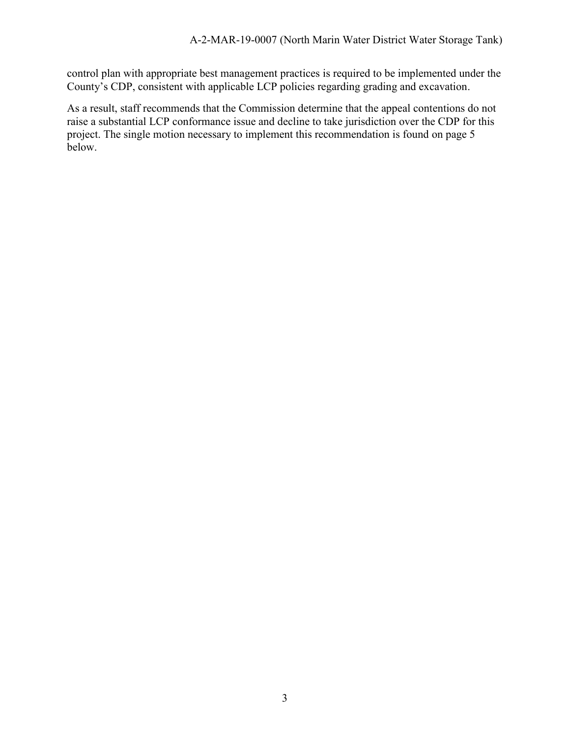control plan with appropriate best management practices is required to be implemented under the County's CDP, consistent with applicable LCP policies regarding grading and excavation.

As a result, staff recommends that the Commission determine that the appeal contentions do not raise a substantial LCP conformance issue and decline to take jurisdiction over the CDP for this project. The single motion necessary to implement this recommendation is found on page 5 below.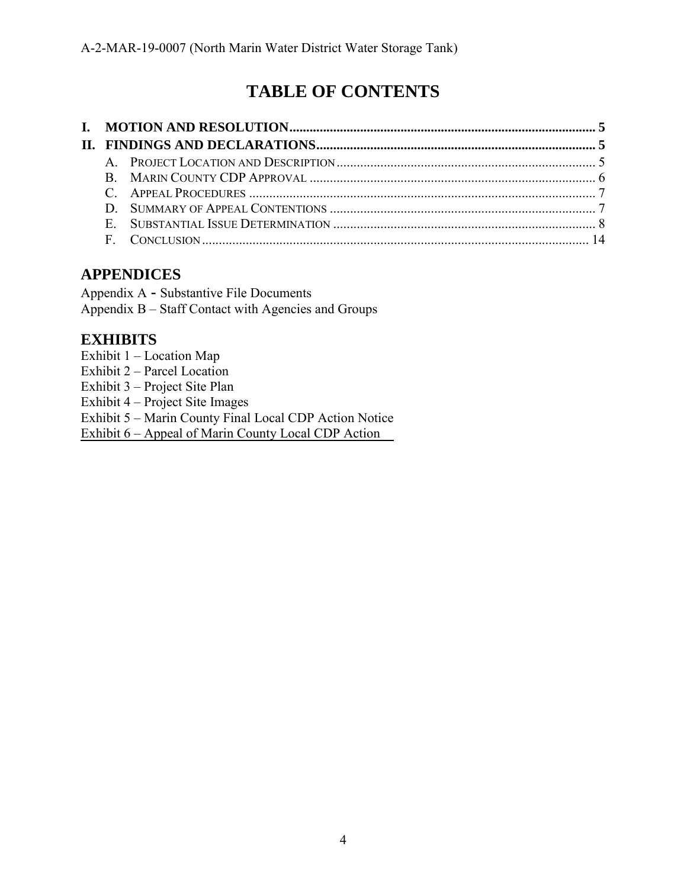# TABLE OF CONTENTS

**I. MOTION AND RESOLUTION** ........................................................................................... 5

**II. FINDINGS AND DECLARATIONS** .................................................................................. 5

- A. PROJECT LOCATION AND DESCRIPTION ............................................................................. 5
- B. MARIN COUNTY CDP APPROVAL ..................................................................................... 6
- C. APPEAL PROCEDURES ....................................................................................................... 7
- D. SUMMARY OF APPEAL CONTENTIONS ............................................................................... 7
- E. SUBSTANTIAL ISSUE DETERMINATION .............................................................................. 8
- F. CONCLUSION .................................................................................................................. 14

## APPENDICES

Appendix A - Substantive File Documents
Appendix B – Staff Contact with Agencies and Groups

## EXHIBITS

Exhibit 1 – Location Map
Exhibit 2 – Parcel Location
Exhibit 3 – Project Site Plan
Exhibit 4 – Project Site Images
Exhibit 5 – Marin County Final Local CDP Action Notice
Exhibit 6 – Appeal of Marin County Local CDP Action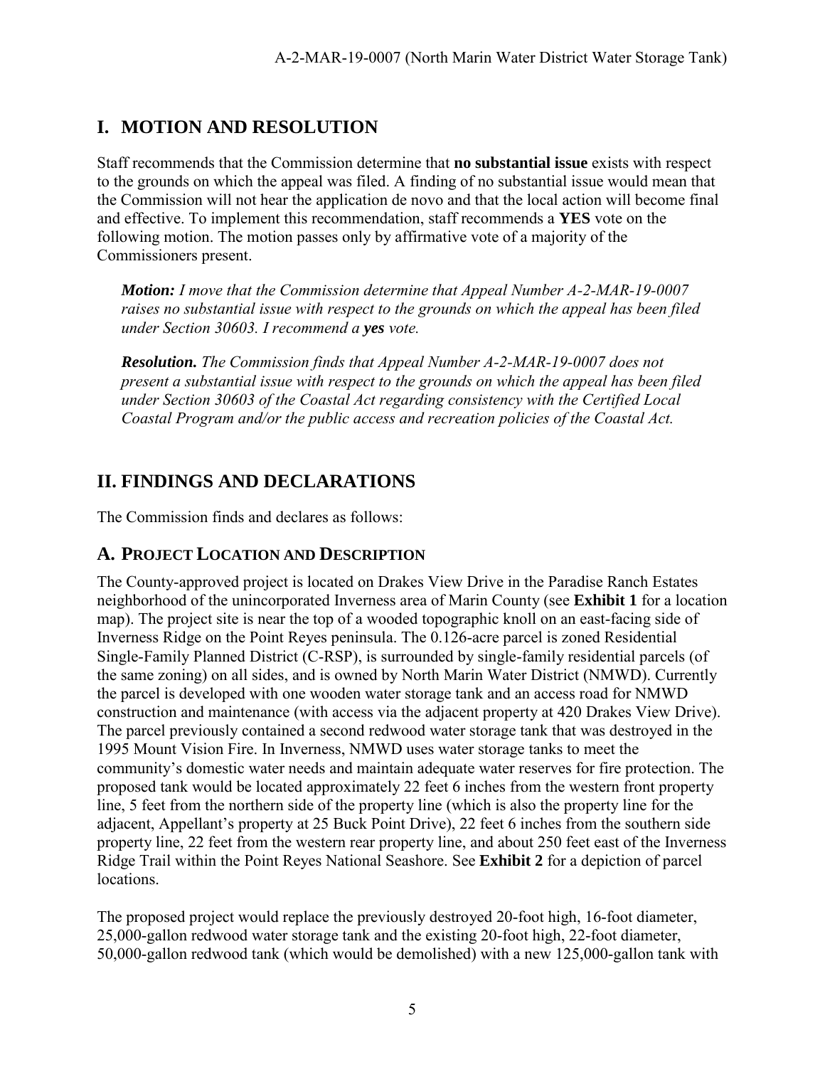# I. MOTION AND RESOLUTION

Staff recommends that the Commission determine that **no substantial issue** exists with respect to the grounds on which the appeal was filed. A finding of no substantial issue would mean that the Commission will not hear the application de novo and that the local action will become final and effective. To implement this recommendation, staff recommends a **YES** vote on the following motion. The motion passes only by affirmative vote of a majority of the Commissioners present.

> ***Motion:*** *I move that the Commission determine that Appeal Number A-2-MAR-19-0007 raises no substantial issue with respect to the grounds on which the appeal has been filed under Section 30603. I recommend a **yes** vote.*
>
> ***Resolution.*** *The Commission finds that Appeal Number A-2-MAR-19-0007 does not present a substantial issue with respect to the grounds on which the appeal has been filed under Section 30603 of the Coastal Act regarding consistency with the Certified Local Coastal Program and/or the public access and recreation policies of the Coastal Act.*

# II. FINDINGS AND DECLARATIONS

The Commission finds and declares as follows:

## A. PROJECT LOCATION AND DESCRIPTION

The County-approved project is located on Drakes View Drive in the Paradise Ranch Estates neighborhood of the unincorporated Inverness area of Marin County (see **Exhibit 1** for a location map). The project site is near the top of a wooded topographic knoll on an east-facing side of Inverness Ridge on the Point Reyes peninsula. The 0.126-acre parcel is zoned Residential Single-Family Planned District (C-RSP), is surrounded by single-family residential parcels (of the same zoning) on all sides, and is owned by North Marin Water District (NMWD). Currently the parcel is developed with one wooden water storage tank and an access road for NMWD construction and maintenance (with access via the adjacent property at 420 Drakes View Drive). The parcel previously contained a second redwood water storage tank that was destroyed in the 1995 Mount Vision Fire. In Inverness, NMWD uses water storage tanks to meet the community's domestic water needs and maintain adequate water reserves for fire protection. The proposed tank would be located approximately 22 feet 6 inches from the western front property line, 5 feet from the northern side of the property line (which is also the property line for the adjacent, Appellant's property at 25 Buck Point Drive), 22 feet 6 inches from the southern side property line, 22 feet from the western rear property line, and about 250 feet east of the Inverness Ridge Trail within the Point Reyes National Seashore. See **Exhibit 2** for a depiction of parcel locations.

The proposed project would replace the previously destroyed 20-foot high, 16-foot diameter, 25,000-gallon redwood water storage tank and the existing 20-foot high, 22-foot diameter, 50,000-gallon redwood tank (which would be demolished) with a new 125,000-gallon tank with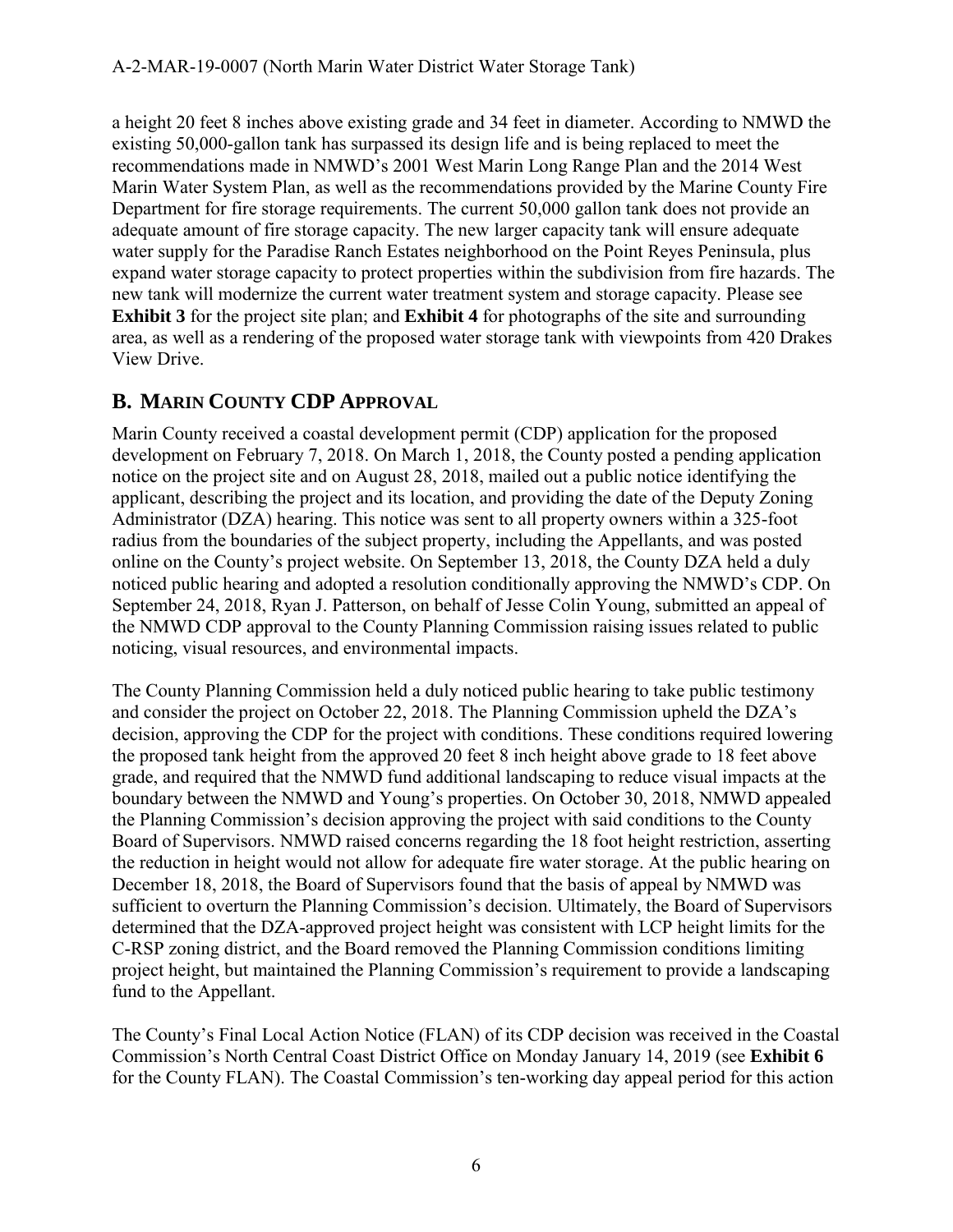a height 20 feet 8 inches above existing grade and 34 feet in diameter. According to NMWD the existing 50,000-gallon tank has surpassed its design life and is being replaced to meet the recommendations made in NMWD's 2001 West Marin Long Range Plan and the 2014 West Marin Water System Plan, as well as the recommendations provided by the Marine County Fire Department for fire storage requirements. The current 50,000 gallon tank does not provide an adequate amount of fire storage capacity. The new larger capacity tank will ensure adequate water supply for the Paradise Ranch Estates neighborhood on the Point Reyes Peninsula, plus expand water storage capacity to protect properties within the subdivision from fire hazards. The new tank will modernize the current water treatment system and storage capacity. Please see **Exhibit 3** for the project site plan; and **Exhibit 4** for photographs of the site and surrounding area, as well as a rendering of the proposed water storage tank with viewpoints from 420 Drakes View Drive.

## B. MARIN COUNTY CDP APPROVAL

Marin County received a coastal development permit (CDP) application for the proposed development on February 7, 2018. On March 1, 2018, the County posted a pending application notice on the project site and on August 28, 2018, mailed out a public notice identifying the applicant, describing the project and its location, and providing the date of the Deputy Zoning Administrator (DZA) hearing. This notice was sent to all property owners within a 325-foot radius from the boundaries of the subject property, including the Appellants, and was posted online on the County's project website. On September 13, 2018, the County DZA held a duly noticed public hearing and adopted a resolution conditionally approving the NMWD's CDP. On September 24, 2018, Ryan J. Patterson, on behalf of Jesse Colin Young, submitted an appeal of the NMWD CDP approval to the County Planning Commission raising issues related to public noticing, visual resources, and environmental impacts.

The County Planning Commission held a duly noticed public hearing to take public testimony and consider the project on October 22, 2018. The Planning Commission upheld the DZA's decision, approving the CDP for the project with conditions. These conditions required lowering the proposed tank height from the approved 20 feet 8 inch height above grade to 18 feet above grade, and required that the NMWD fund additional landscaping to reduce visual impacts at the boundary between the NMWD and Young's properties. On October 30, 2018, NMWD appealed the Planning Commission's decision approving the project with said conditions to the County Board of Supervisors. NMWD raised concerns regarding the 18 foot height restriction, asserting the reduction in height would not allow for adequate fire water storage. At the public hearing on December 18, 2018, the Board of Supervisors found that the basis of appeal by NMWD was sufficient to overturn the Planning Commission's decision. Ultimately, the Board of Supervisors determined that the DZA-approved project height was consistent with LCP height limits for the C-RSP zoning district, and the Board removed the Planning Commission conditions limiting project height, but maintained the Planning Commission's requirement to provide a landscaping fund to the Appellant.

The County's Final Local Action Notice (FLAN) of its CDP decision was received in the Coastal Commission's North Central Coast District Office on Monday January 14, 2019 (see **Exhibit 6** for the County FLAN). The Coastal Commission's ten-working day appeal period for this action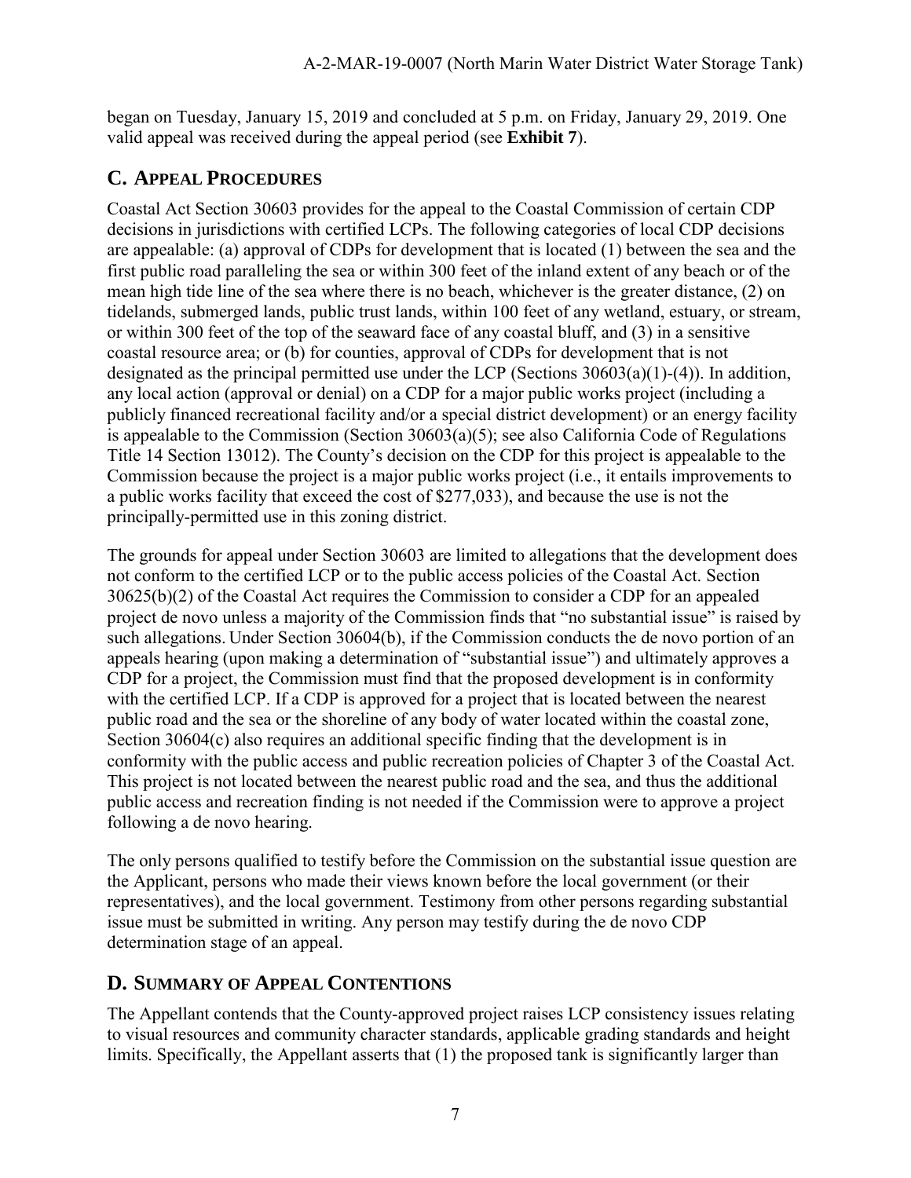began on Tuesday, January 15, 2019 and concluded at 5 p.m. on Friday, January 29, 2019. One valid appeal was received during the appeal period (see **Exhibit 7**).

## C. APPEAL PROCEDURES

Coastal Act Section 30603 provides for the appeal to the Coastal Commission of certain CDP decisions in jurisdictions with certified LCPs. The following categories of local CDP decisions are appealable: (a) approval of CDPs for development that is located (1) between the sea and the first public road paralleling the sea or within 300 feet of the inland extent of any beach or of the mean high tide line of the sea where there is no beach, whichever is the greater distance, (2) on tidelands, submerged lands, public trust lands, within 100 feet of any wetland, estuary, or stream, or within 300 feet of the top of the seaward face of any coastal bluff, and (3) in a sensitive coastal resource area; or (b) for counties, approval of CDPs for development that is not designated as the principal permitted use under the LCP (Sections 30603(a)(1)-(4)). In addition, any local action (approval or denial) on a CDP for a major public works project (including a publicly financed recreational facility and/or a special district development) or an energy facility is appealable to the Commission (Section 30603(a)(5); see also California Code of Regulations Title 14 Section 13012). The County's decision on the CDP for this project is appealable to the Commission because the project is a major public works project (i.e., it entails improvements to a public works facility that exceed the cost of $277,033), and because the use is not the principally-permitted use in this zoning district.

The grounds for appeal under Section 30603 are limited to allegations that the development does not conform to the certified LCP or to the public access policies of the Coastal Act. Section 30625(b)(2) of the Coastal Act requires the Commission to consider a CDP for an appealed project de novo unless a majority of the Commission finds that "no substantial issue" is raised by such allegations. Under Section 30604(b), if the Commission conducts the de novo portion of an appeals hearing (upon making a determination of "substantial issue") and ultimately approves a CDP for a project, the Commission must find that the proposed development is in conformity with the certified LCP. If a CDP is approved for a project that is located between the nearest public road and the sea or the shoreline of any body of water located within the coastal zone, Section 30604(c) also requires an additional specific finding that the development is in conformity with the public access and public recreation policies of Chapter 3 of the Coastal Act. This project is not located between the nearest public road and the sea, and thus the additional public access and recreation finding is not needed if the Commission were to approve a project following a de novo hearing.

The only persons qualified to testify before the Commission on the substantial issue question are the Applicant, persons who made their views known before the local government (or their representatives), and the local government. Testimony from other persons regarding substantial issue must be submitted in writing. Any person may testify during the de novo CDP determination stage of an appeal.

## D. SUMMARY OF APPEAL CONTENTIONS

The Appellant contends that the County-approved project raises LCP consistency issues relating to visual resources and community character standards, applicable grading standards and height limits. Specifically, the Appellant asserts that (1) the proposed tank is significantly larger than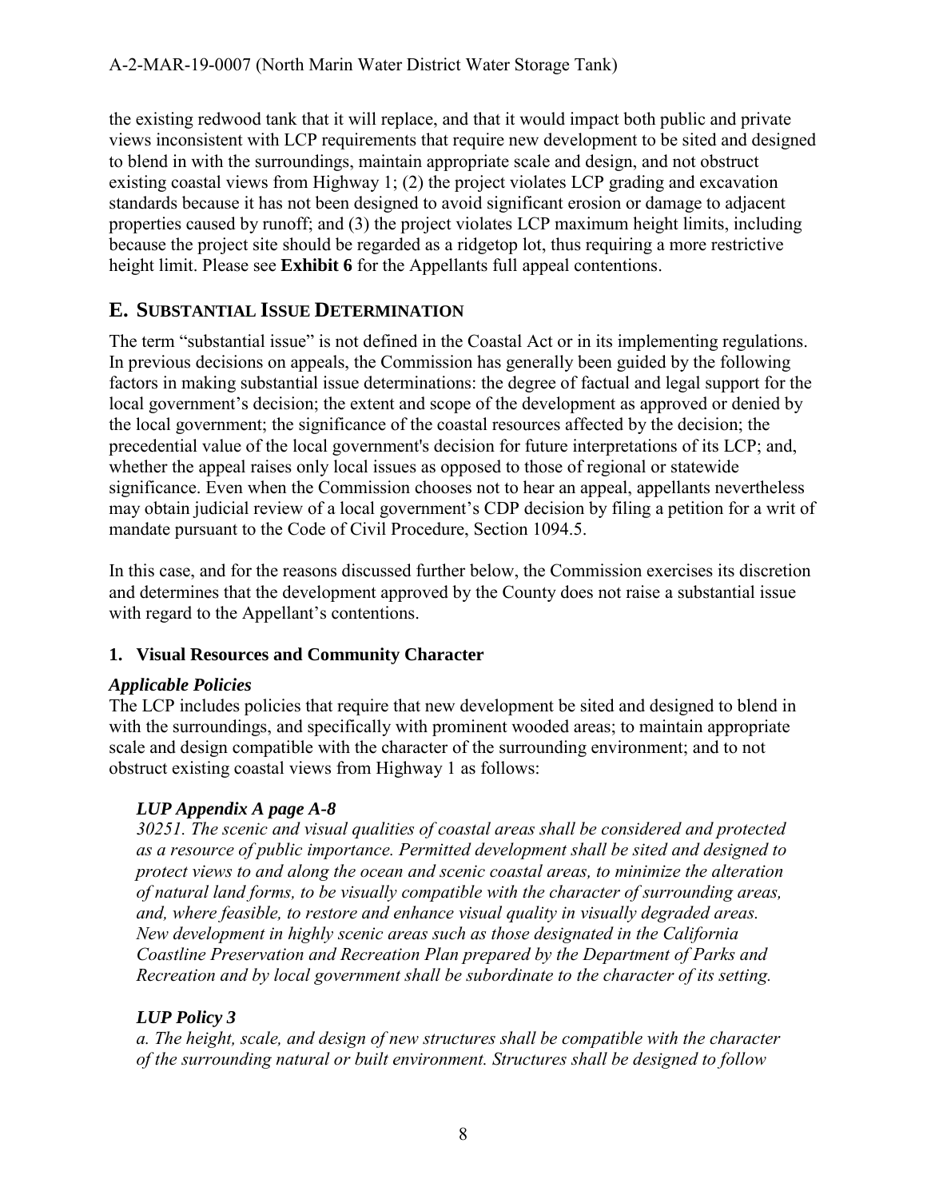the existing redwood tank that it will replace, and that it would impact both public and private views inconsistent with LCP requirements that require new development to be sited and designed to blend in with the surroundings, maintain appropriate scale and design, and not obstruct existing coastal views from Highway 1; (2) the project violates LCP grading and excavation standards because it has not been designed to avoid significant erosion or damage to adjacent properties caused by runoff; and (3) the project violates LCP maximum height limits, including because the project site should be regarded as a ridgetop lot, thus requiring a more restrictive height limit. Please see **Exhibit 6** for the Appellants full appeal contentions.

## E. SUBSTANTIAL ISSUE DETERMINATION

The term "substantial issue" is not defined in the Coastal Act or in its implementing regulations. In previous decisions on appeals, the Commission has generally been guided by the following factors in making substantial issue determinations: the degree of factual and legal support for the local government's decision; the extent and scope of the development as approved or denied by the local government; the significance of the coastal resources affected by the decision; the precedential value of the local government's decision for future interpretations of its LCP; and, whether the appeal raises only local issues as opposed to those of regional or statewide significance. Even when the Commission chooses not to hear an appeal, appellants nevertheless may obtain judicial review of a local government's CDP decision by filing a petition for a writ of mandate pursuant to the Code of Civil Procedure, Section 1094.5.

In this case, and for the reasons discussed further below, the Commission exercises its discretion and determines that the development approved by the County does not raise a substantial issue with regard to the Appellant's contentions.

### 1. Visual Resources and Community Character

***Applicable Policies***

The LCP includes policies that require that new development be sited and designed to blend in with the surroundings, and specifically with prominent wooded areas; to maintain appropriate scale and design compatible with the character of the surrounding environment; and to not obstruct existing coastal views from Highway 1 as follows:

> ***LUP Appendix A page A-8***
>
> *30251. The scenic and visual qualities of coastal areas shall be considered and protected as a resource of public importance. Permitted development shall be sited and designed to protect views to and along the ocean and scenic coastal areas, to minimize the alteration of natural land forms, to be visually compatible with the character of surrounding areas, and, where feasible, to restore and enhance visual quality in visually degraded areas. New development in highly scenic areas such as those designated in the California Coastline Preservation and Recreation Plan prepared by the Department of Parks and Recreation and by local government shall be subordinate to the character of its setting.*
>
> ***LUP Policy 3***
>
> *a. The height, scale, and design of new structures shall be compatible with the character of the surrounding natural or built environment. Structures shall be designed to follow*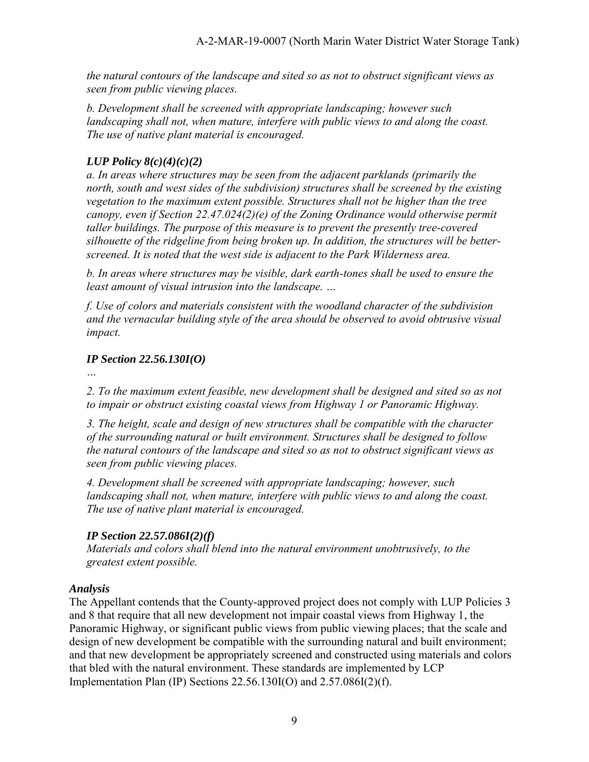*the natural contours of the landscape and sited so as not to obstruct significant views as seen from public viewing places.*

*b. Development shall be screened with appropriate landscaping; however such landscaping shall not, when mature, interfere with public views to and along the coast. The use of native plant material is encouraged.*

***LUP Policy 8(c)(4)(c)(2)***

*a. In areas where structures may be seen from the adjacent parklands (primarily the north, south and west sides of the subdivision) structures shall be screened by the existing vegetation to the maximum extent possible. Structures shall not be higher than the tree canopy, even if Section 22.47.024(2)(e) of the Zoning Ordinance would otherwise permit taller buildings. The purpose of this measure is to prevent the presently tree-covered silhouette of the ridgeline from being broken up. In addition, the structures will be better-screened. It is noted that the west side is adjacent to the Park Wilderness area.*

*b. In areas where structures may be visible, dark earth-tones shall be used to ensure the least amount of visual intrusion into the landscape. …*

*f. Use of colors and materials consistent with the woodland character of the subdivision and the vernacular building style of the area should be observed to avoid obtrusive visual impact.*

***IP Section 22.56.130I(O)***

*…*

*2. To the maximum extent feasible, new development shall be designed and sited so as not to impair or obstruct existing coastal views from Highway 1 or Panoramic Highway.*

*3. The height, scale and design of new structures shall be compatible with the character of the surrounding natural or built environment. Structures shall be designed to follow the natural contours of the landscape and sited so as not to obstruct significant views as seen from public viewing places.*

*4. Development shall be screened with appropriate landscaping; however, such landscaping shall not, when mature, interfere with public views to and along the coast. The use of native plant material is encouraged.*

***IP Section 22.57.086I(2)(f)***

*Materials and colors shall blend into the natural environment unobtrusively, to the greatest extent possible.*

***Analysis***

The Appellant contends that the County-approved project does not comply with LUP Policies 3 and 8 that require that all new development not impair coastal views from Highway 1, the Panoramic Highway, or significant public views from public viewing places; that the scale and design of new development be compatible with the surrounding natural and built environment; and that new development be appropriately screened and constructed using materials and colors that bled with the natural environment. These standards are implemented by LCP Implementation Plan (IP) Sections 22.56.130I(O) and 2.57.086I(2)(f).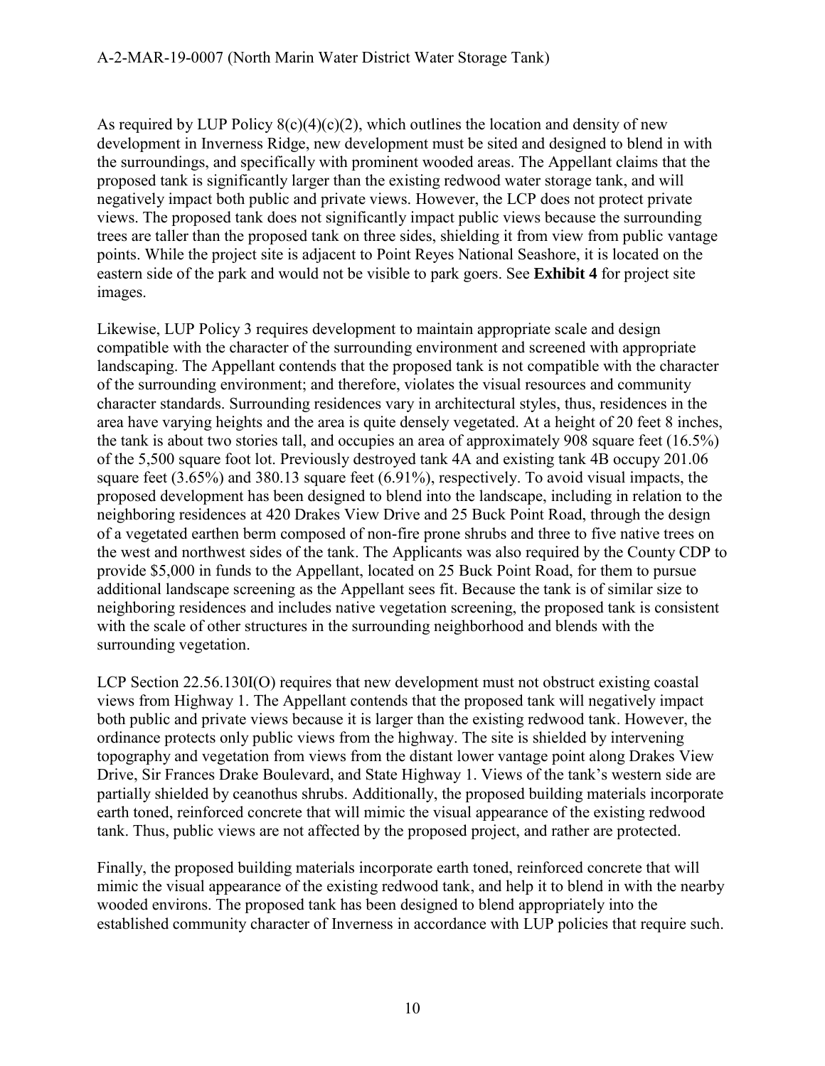As required by LUP Policy 8(c)(4)(c)(2), which outlines the location and density of new development in Inverness Ridge, new development must be sited and designed to blend in with the surroundings, and specifically with prominent wooded areas. The Appellant claims that the proposed tank is significantly larger than the existing redwood water storage tank, and will negatively impact both public and private views. However, the LCP does not protect private views. The proposed tank does not significantly impact public views because the surrounding trees are taller than the proposed tank on three sides, shielding it from view from public vantage points. While the project site is adjacent to Point Reyes National Seashore, it is located on the eastern side of the park and would not be visible to park goers. See **Exhibit 4** for project site images.

Likewise, LUP Policy 3 requires development to maintain appropriate scale and design compatible with the character of the surrounding environment and screened with appropriate landscaping. The Appellant contends that the proposed tank is not compatible with the character of the surrounding environment; and therefore, violates the visual resources and community character standards. Surrounding residences vary in architectural styles, thus, residences in the area have varying heights and the area is quite densely vegetated. At a height of 20 feet 8 inches, the tank is about two stories tall, and occupies an area of approximately 908 square feet (16.5%) of the 5,500 square foot lot. Previously destroyed tank 4A and existing tank 4B occupy 201.06 square feet (3.65%) and 380.13 square feet (6.91%), respectively. To avoid visual impacts, the proposed development has been designed to blend into the landscape, including in relation to the neighboring residences at 420 Drakes View Drive and 25 Buck Point Road, through the design of a vegetated earthen berm composed of non-fire prone shrubs and three to five native trees on the west and northwest sides of the tank. The Applicants was also required by the County CDP to provide $5,000 in funds to the Appellant, located on 25 Buck Point Road, for them to pursue additional landscape screening as the Appellant sees fit. Because the tank is of similar size to neighboring residences and includes native vegetation screening, the proposed tank is consistent with the scale of other structures in the surrounding neighborhood and blends with the surrounding vegetation.

LCP Section 22.56.130I(O) requires that new development must not obstruct existing coastal views from Highway 1. The Appellant contends that the proposed tank will negatively impact both public and private views because it is larger than the existing redwood tank. However, the ordinance protects only public views from the highway. The site is shielded by intervening topography and vegetation from views from the distant lower vantage point along Drakes View Drive, Sir Frances Drake Boulevard, and State Highway 1. Views of the tank's western side are partially shielded by ceanothus shrubs. Additionally, the proposed building materials incorporate earth toned, reinforced concrete that will mimic the visual appearance of the existing redwood tank. Thus, public views are not affected by the proposed project, and rather are protected.

Finally, the proposed building materials incorporate earth toned, reinforced concrete that will mimic the visual appearance of the existing redwood tank, and help it to blend in with the nearby wooded environs. The proposed tank has been designed to blend appropriately into the established community character of Inverness in accordance with LUP policies that require such.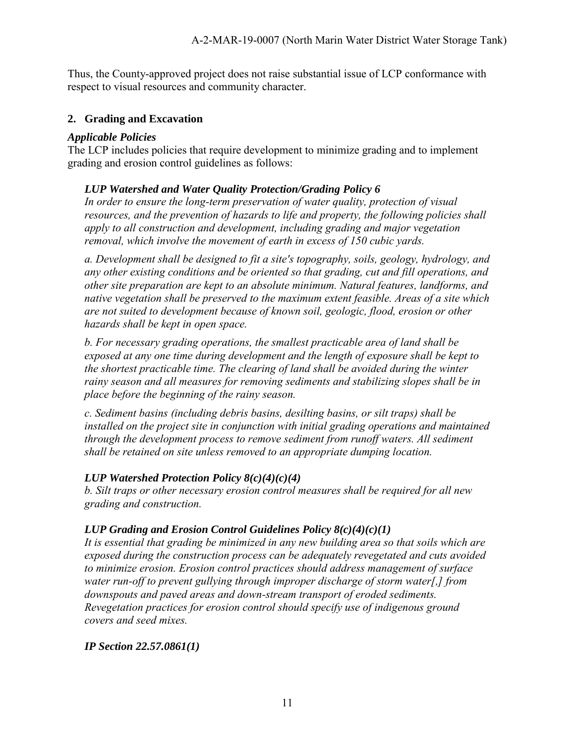Thus, the County-approved project does not raise substantial issue of LCP conformance with respect to visual resources and community character.

## 2. Grading and Excavation

### *Applicable Policies*

The LCP includes policies that require development to minimize grading and to implement grading and erosion control guidelines as follows:

> ***LUP Watershed and Water Quality Protection/Grading Policy 6***
>
> *In order to ensure the long-term preservation of water quality, protection of visual resources, and the prevention of hazards to life and property, the following policies shall apply to all construction and development, including grading and major vegetation removal, which involve the movement of earth in excess of 150 cubic yards.*
>
> *a. Development shall be designed to fit a site's topography, soils, geology, hydrology, and any other existing conditions and be oriented so that grading, cut and fill operations, and other site preparation are kept to an absolute minimum. Natural features, landforms, and native vegetation shall be preserved to the maximum extent feasible. Areas of a site which are not suited to development because of known soil, geologic, flood, erosion or other hazards shall be kept in open space.*
>
> *b. For necessary grading operations, the smallest practicable area of land shall be exposed at any one time during development and the length of exposure shall be kept to the shortest practicable time. The clearing of land shall be avoided during the winter rainy season and all measures for removing sediments and stabilizing slopes shall be in place before the beginning of the rainy season.*
>
> *c. Sediment basins (including debris basins, desilting basins, or silt traps) shall be installed on the project site in conjunction with initial grading operations and maintained through the development process to remove sediment from runoff waters. All sediment shall be retained on site unless removed to an appropriate dumping location.*
>
> ***LUP Watershed Protection Policy 8(c)(4)(c)(4)***
>
> *b. Silt traps or other necessary erosion control measures shall be required for all new grading and construction.*
>
> ***LUP Grading and Erosion Control Guidelines Policy 8(c)(4)(c)(1)***
>
> *It is essential that grading be minimized in any new building area so that soils which are exposed during the construction process can be adequately revegetated and cuts avoided to minimize erosion. Erosion control practices should address management of surface water run-off to prevent gullying through improper discharge of storm water[,] from downspouts and paved areas and down-stream transport of eroded sediments. Revegetation practices for erosion control should specify use of indigenous ground covers and seed mixes.*
>
> ***IP Section 22.57.0861(1)***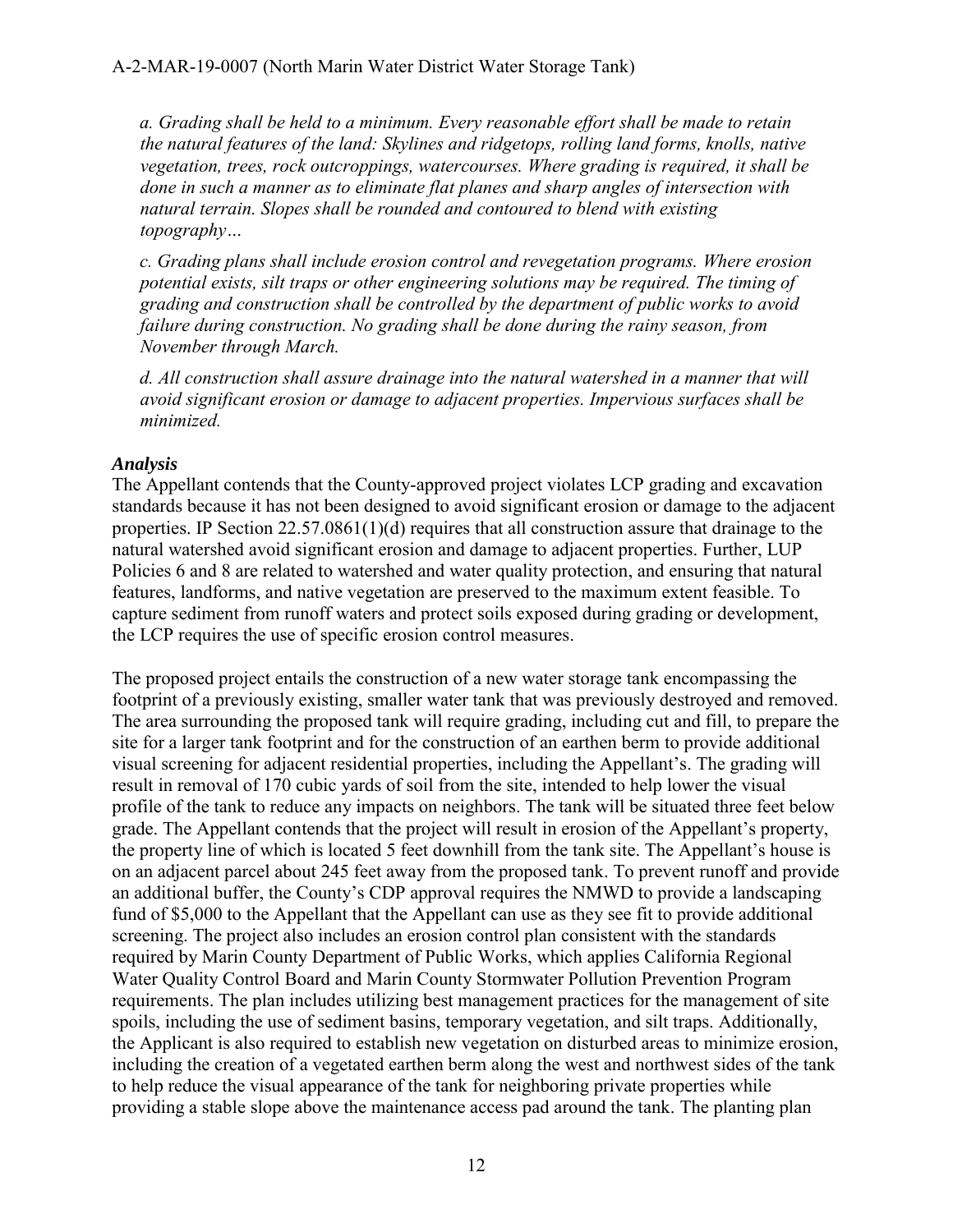*a. Grading shall be held to a minimum. Every reasonable effort shall be made to retain the natural features of the land: Skylines and ridgetops, rolling land forms, knolls, native vegetation, trees, rock outcroppings, watercourses. Where grading is required, it shall be done in such a manner as to eliminate flat planes and sharp angles of intersection with natural terrain. Slopes shall be rounded and contoured to blend with existing topography…*

*c. Grading plans shall include erosion control and revegetation programs. Where erosion potential exists, silt traps or other engineering solutions may be required. The timing of grading and construction shall be controlled by the department of public works to avoid failure during construction. No grading shall be done during the rainy season, from November through March.*

*d. All construction shall assure drainage into the natural watershed in a manner that will avoid significant erosion or damage to adjacent properties. Impervious surfaces shall be minimized.*

### *Analysis*

The Appellant contends that the County-approved project violates LCP grading and excavation standards because it has not been designed to avoid significant erosion or damage to the adjacent properties. IP Section 22.57.0861(1)(d) requires that all construction assure that drainage to the natural watershed avoid significant erosion and damage to adjacent properties. Further, LUP Policies 6 and 8 are related to watershed and water quality protection, and ensuring that natural features, landforms, and native vegetation are preserved to the maximum extent feasible. To capture sediment from runoff waters and protect soils exposed during grading or development, the LCP requires the use of specific erosion control measures.

The proposed project entails the construction of a new water storage tank encompassing the footprint of a previously existing, smaller water tank that was previously destroyed and removed. The area surrounding the proposed tank will require grading, including cut and fill, to prepare the site for a larger tank footprint and for the construction of an earthen berm to provide additional visual screening for adjacent residential properties, including the Appellant's. The grading will result in removal of 170 cubic yards of soil from the site, intended to help lower the visual profile of the tank to reduce any impacts on neighbors. The tank will be situated three feet below grade. The Appellant contends that the project will result in erosion of the Appellant's property, the property line of which is located 5 feet downhill from the tank site. The Appellant's house is on an adjacent parcel about 245 feet away from the proposed tank. To prevent runoff and provide an additional buffer, the County's CDP approval requires the NMWD to provide a landscaping fund of $5,000 to the Appellant that the Appellant can use as they see fit to provide additional screening. The project also includes an erosion control plan consistent with the standards required by Marin County Department of Public Works, which applies California Regional Water Quality Control Board and Marin County Stormwater Pollution Prevention Program requirements. The plan includes utilizing best management practices for the management of site spoils, including the use of sediment basins, temporary vegetation, and silt traps. Additionally, the Applicant is also required to establish new vegetation on disturbed areas to minimize erosion, including the creation of a vegetated earthen berm along the west and northwest sides of the tank to help reduce the visual appearance of the tank for neighboring private properties while providing a stable slope above the maintenance access pad around the tank. The planting plan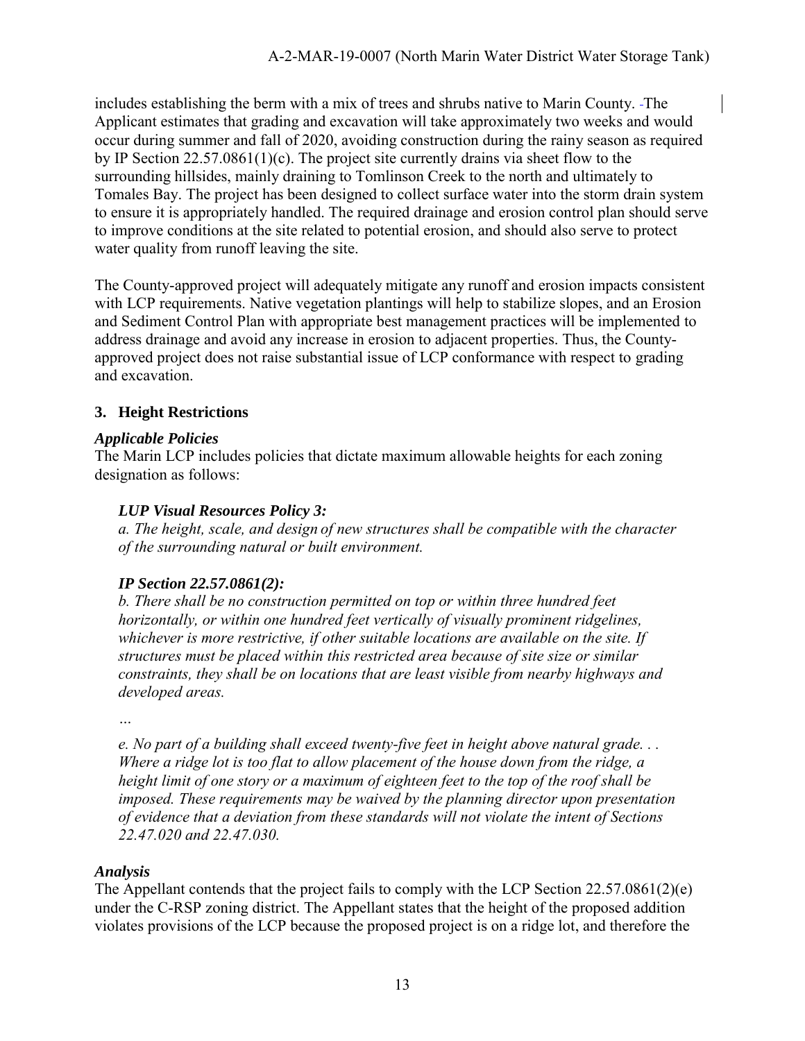includes establishing the berm with a mix of trees and shrubs native to Marin County. The Applicant estimates that grading and excavation will take approximately two weeks and would occur during summer and fall of 2020, avoiding construction during the rainy season as required by IP Section 22.57.0861(1)(c). The project site currently drains via sheet flow to the surrounding hillsides, mainly draining to Tomlinson Creek to the north and ultimately to Tomales Bay. The project has been designed to collect surface water into the storm drain system to ensure it is appropriately handled. The required drainage and erosion control plan should serve to improve conditions at the site related to potential erosion, and should also serve to protect water quality from runoff leaving the site.

The County-approved project will adequately mitigate any runoff and erosion impacts consistent with LCP requirements. Native vegetation plantings will help to stabilize slopes, and an Erosion and Sediment Control Plan with appropriate best management practices will be implemented to address drainage and avoid any increase in erosion to adjacent properties. Thus, the County-approved project does not raise substantial issue of LCP conformance with respect to grading and excavation.

### 3. Height Restrictions

#### *Applicable Policies*

The Marin LCP includes policies that dictate maximum allowable heights for each zoning designation as follows:

> ***LUP Visual Resources Policy 3:***
> *a. The height, scale, and design of new structures shall be compatible with the character of the surrounding natural or built environment.*
>
> ***IP Section 22.57.0861(2):***
> *b. There shall be no construction permitted on top or within three hundred feet horizontally, or within one hundred feet vertically of visually prominent ridgelines, whichever is more restrictive, if other suitable locations are available on the site. If structures must be placed within this restricted area because of site size or similar constraints, they shall be on locations that are least visible from nearby highways and developed areas.*
>
> *…*
>
> *e. No part of a building shall exceed twenty-five feet in height above natural grade. . . Where a ridge lot is too flat to allow placement of the house down from the ridge, a height limit of one story or a maximum of eighteen feet to the top of the roof shall be imposed. These requirements may be waived by the planning director upon presentation of evidence that a deviation from these standards will not violate the intent of Sections 22.47.020 and 22.47.030.*

#### *Analysis*

The Appellant contends that the project fails to comply with the LCP Section 22.57.0861(2)(e) under the C-RSP zoning district. The Appellant states that the height of the proposed addition violates provisions of the LCP because the proposed project is on a ridge lot, and therefore the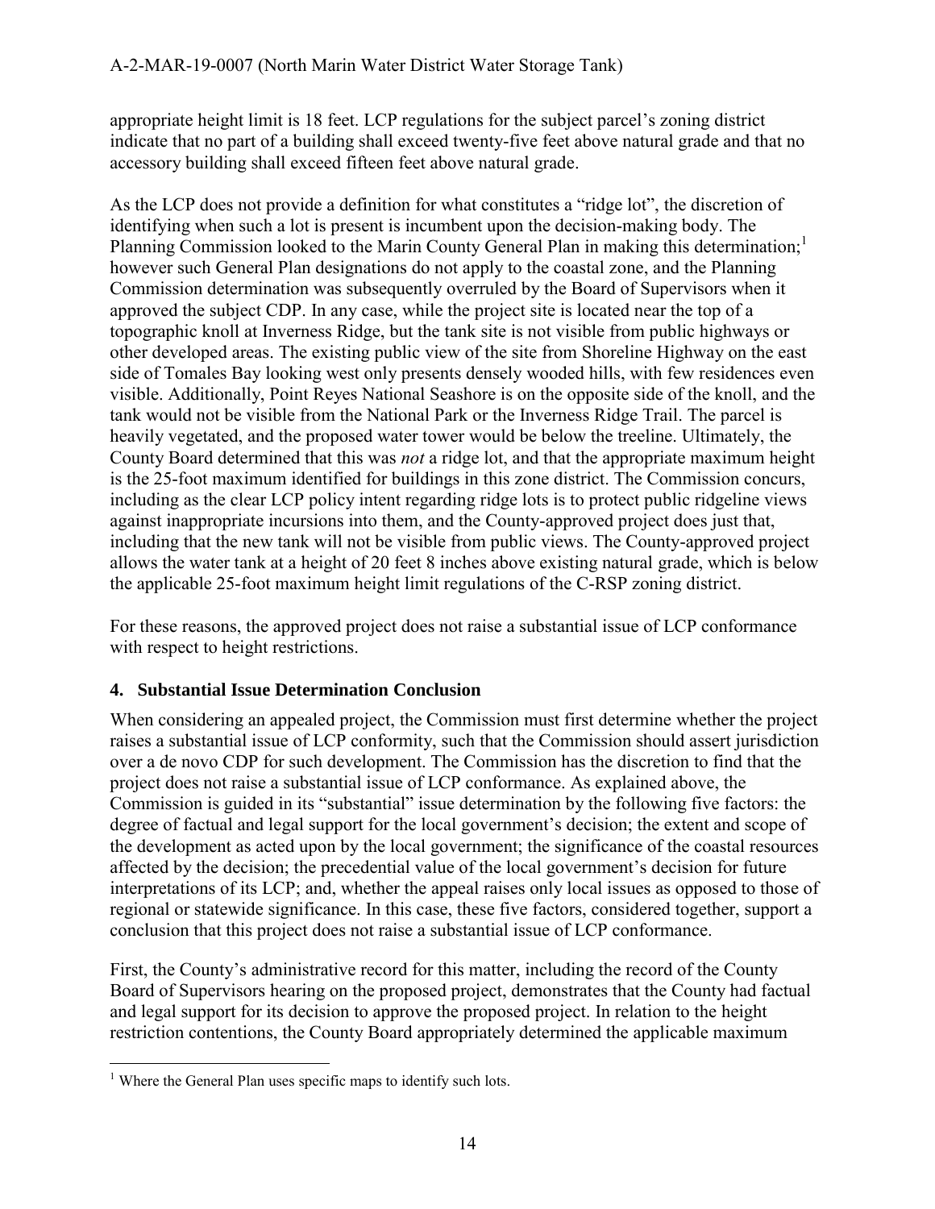appropriate height limit is 18 feet. LCP regulations for the subject parcel's zoning district indicate that no part of a building shall exceed twenty-five feet above natural grade and that no accessory building shall exceed fifteen feet above natural grade.

As the LCP does not provide a definition for what constitutes a "ridge lot", the discretion of identifying when such a lot is present is incumbent upon the decision-making body. The Planning Commission looked to the Marin County General Plan in making this determination;[1] however such General Plan designations do not apply to the coastal zone, and the Planning Commission determination was subsequently overruled by the Board of Supervisors when it approved the subject CDP. In any case, while the project site is located near the top of a topographic knoll at Inverness Ridge, but the tank site is not visible from public highways or other developed areas. The existing public view of the site from Shoreline Highway on the east side of Tomales Bay looking west only presents densely wooded hills, with few residences even visible. Additionally, Point Reyes National Seashore is on the opposite side of the knoll, and the tank would not be visible from the National Park or the Inverness Ridge Trail. The parcel is heavily vegetated, and the proposed water tower would be below the treeline. Ultimately, the County Board determined that this was *not* a ridge lot, and that the appropriate maximum height is the 25-foot maximum identified for buildings in this zone district. The Commission concurs, including as the clear LCP policy intent regarding ridge lots is to protect public ridgeline views against inappropriate incursions into them, and the County-approved project does just that, including that the new tank will not be visible from public views. The County-approved project allows the water tank at a height of 20 feet 8 inches above existing natural grade, which is below the applicable 25-foot maximum height limit regulations of the C-RSP zoning district.

For these reasons, the approved project does not raise a substantial issue of LCP conformance with respect to height restrictions.

### 4. Substantial Issue Determination Conclusion

When considering an appealed project, the Commission must first determine whether the project raises a substantial issue of LCP conformity, such that the Commission should assert jurisdiction over a de novo CDP for such development. The Commission has the discretion to find that the project does not raise a substantial issue of LCP conformance. As explained above, the Commission is guided in its "substantial" issue determination by the following five factors: the degree of factual and legal support for the local government's decision; the extent and scope of the development as acted upon by the local government; the significance of the coastal resources affected by the decision; the precedential value of the local government's decision for future interpretations of its LCP; and, whether the appeal raises only local issues as opposed to those of regional or statewide significance. In this case, these five factors, considered together, support a conclusion that this project does not raise a substantial issue of LCP conformance.

First, the County's administrative record for this matter, including the record of the County Board of Supervisors hearing on the proposed project, demonstrates that the County had factual and legal support for its decision to approve the proposed project. In relation to the height restriction contentions, the County Board appropriately determined the applicable maximum

[1] Where the General Plan uses specific maps to identify such lots.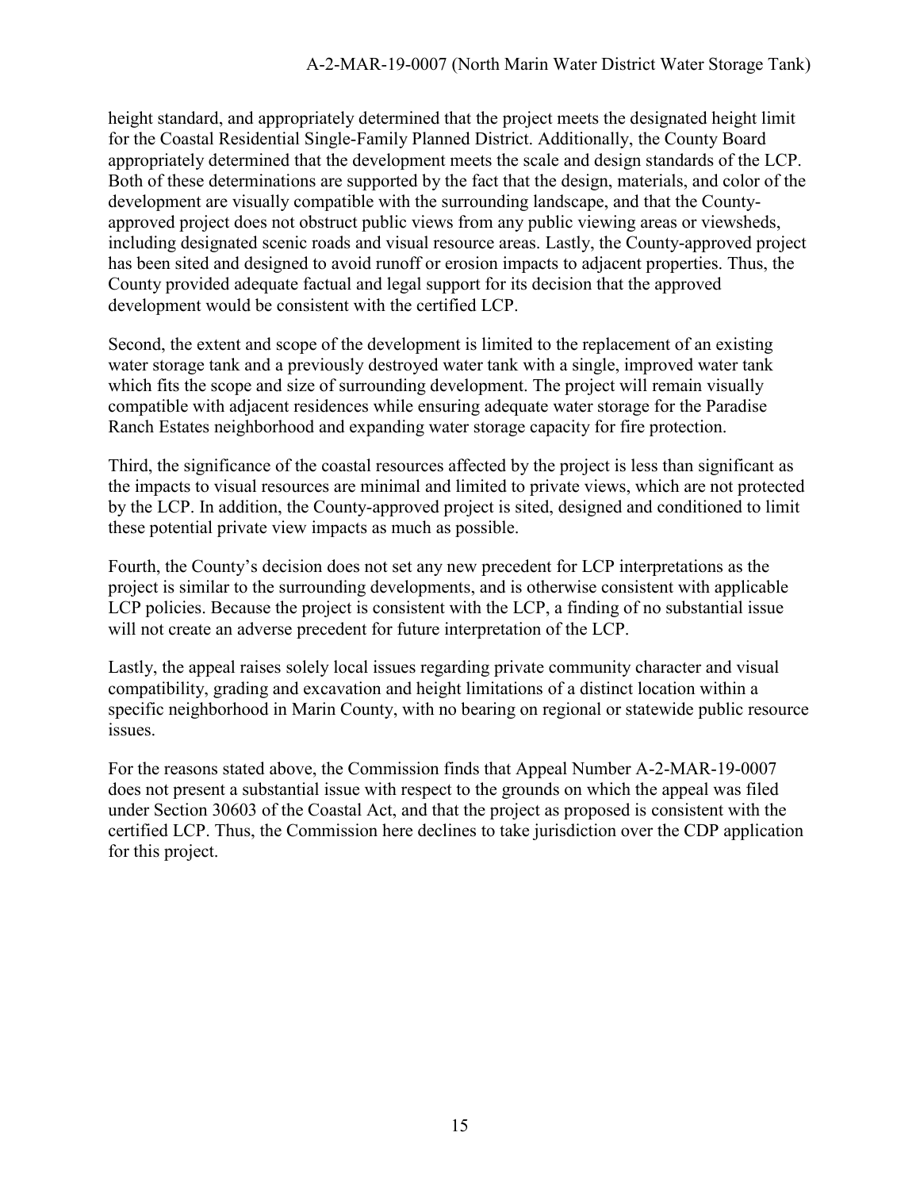height standard, and appropriately determined that the project meets the designated height limit for the Coastal Residential Single-Family Planned District. Additionally, the County Board appropriately determined that the development meets the scale and design standards of the LCP. Both of these determinations are supported by the fact that the design, materials, and color of the development are visually compatible with the surrounding landscape, and that the County-approved project does not obstruct public views from any public viewing areas or viewsheds, including designated scenic roads and visual resource areas. Lastly, the County-approved project has been sited and designed to avoid runoff or erosion impacts to adjacent properties. Thus, the County provided adequate factual and legal support for its decision that the approved development would be consistent with the certified LCP.

Second, the extent and scope of the development is limited to the replacement of an existing water storage tank and a previously destroyed water tank with a single, improved water tank which fits the scope and size of surrounding development. The project will remain visually compatible with adjacent residences while ensuring adequate water storage for the Paradise Ranch Estates neighborhood and expanding water storage capacity for fire protection.

Third, the significance of the coastal resources affected by the project is less than significant as the impacts to visual resources are minimal and limited to private views, which are not protected by the LCP. In addition, the County-approved project is sited, designed and conditioned to limit these potential private view impacts as much as possible.

Fourth, the County's decision does not set any new precedent for LCP interpretations as the project is similar to the surrounding developments, and is otherwise consistent with applicable LCP policies. Because the project is consistent with the LCP, a finding of no substantial issue will not create an adverse precedent for future interpretation of the LCP.

Lastly, the appeal raises solely local issues regarding private community character and visual compatibility, grading and excavation and height limitations of a distinct location within a specific neighborhood in Marin County, with no bearing on regional or statewide public resource issues.

For the reasons stated above, the Commission finds that Appeal Number A-2-MAR-19-0007 does not present a substantial issue with respect to the grounds on which the appeal was filed under Section 30603 of the Coastal Act, and that the project as proposed is consistent with the certified LCP. Thus, the Commission here declines to take jurisdiction over the CDP application for this project.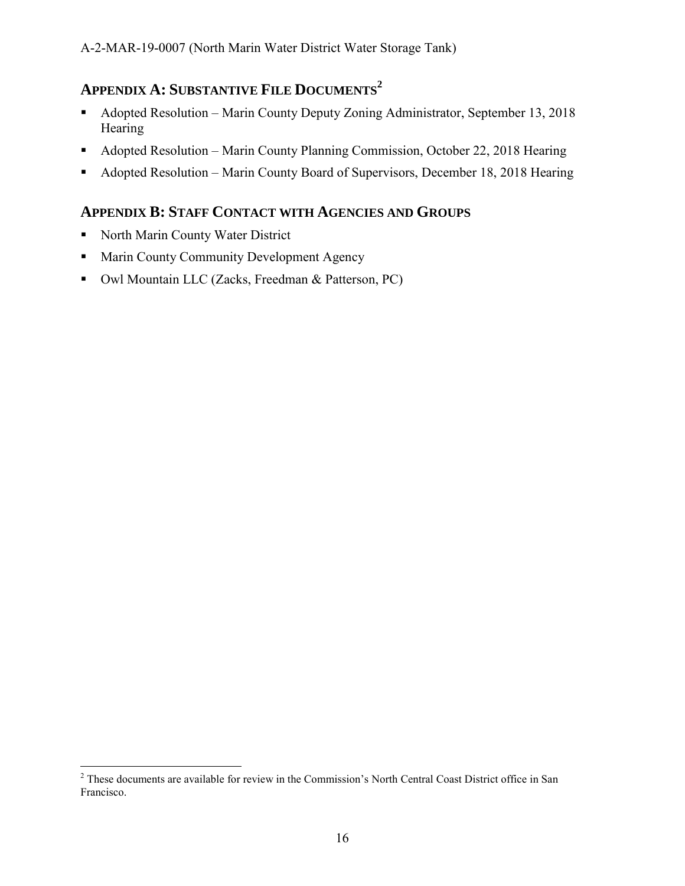## APPENDIX A: SUBSTANTIVE FILE DOCUMENTS[2]

- Adopted Resolution – Marin County Deputy Zoning Administrator, September 13, 2018 Hearing
- Adopted Resolution – Marin County Planning Commission, October 22, 2018 Hearing
- Adopted Resolution – Marin County Board of Supervisors, December 18, 2018 Hearing

## APPENDIX B: STAFF CONTACT WITH AGENCIES AND GROUPS

- North Marin County Water District
- Marin County Community Development Agency
- Owl Mountain LLC (Zacks, Freedman & Patterson, PC)

[2] These documents are available for review in the Commission's North Central Coast District office in San Francisco.